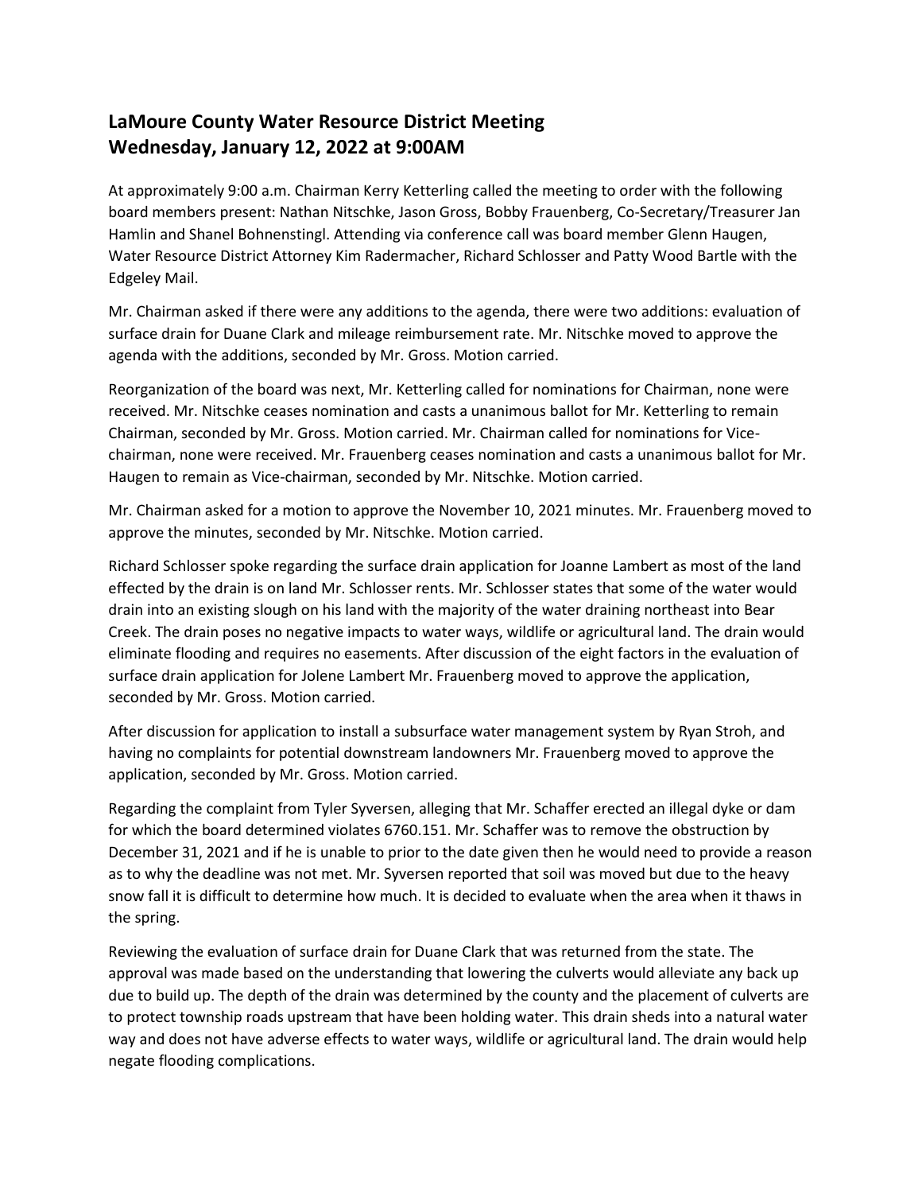# LaMoure County Water Resource District Meeting
# Wednesday, January 12, 2022 at 9:00AM

At approximately 9:00 a.m. Chairman Kerry Ketterling called the meeting to order with the following board members present: Nathan Nitschke, Jason Gross, Bobby Frauenberg, Co-Secretary/Treasurer Jan Hamlin and Shanel Bohnenstingl. Attending via conference call was board member Glenn Haugen, Water Resource District Attorney Kim Radermacher, Richard Schlosser and Patty Wood Bartle with the Edgeley Mail.

Mr. Chairman asked if there were any additions to the agenda, there were two additions: evaluation of surface drain for Duane Clark and mileage reimbursement rate. Mr. Nitschke moved to approve the agenda with the additions, seconded by Mr. Gross. Motion carried.

Reorganization of the board was next, Mr. Ketterling called for nominations for Chairman, none were received. Mr. Nitschke ceases nomination and casts a unanimous ballot for Mr. Ketterling to remain Chairman, seconded by Mr. Gross. Motion carried. Mr. Chairman called for nominations for Vice-chairman, none were received. Mr. Frauenberg ceases nomination and casts a unanimous ballot for Mr. Haugen to remain as Vice-chairman, seconded by Mr. Nitschke. Motion carried.

Mr. Chairman asked for a motion to approve the November 10, 2021 minutes. Mr. Frauenberg moved to approve the minutes, seconded by Mr. Nitschke. Motion carried.

Richard Schlosser spoke regarding the surface drain application for Joanne Lambert as most of the land effected by the drain is on land Mr. Schlosser rents. Mr. Schlosser states that some of the water would drain into an existing slough on his land with the majority of the water draining northeast into Bear Creek. The drain poses no negative impacts to water ways, wildlife or agricultural land. The drain would eliminate flooding and requires no easements. After discussion of the eight factors in the evaluation of surface drain application for Jolene Lambert Mr. Frauenberg moved to approve the application, seconded by Mr. Gross. Motion carried.

After discussion for application to install a subsurface water management system by Ryan Stroh, and having no complaints for potential downstream landowners Mr. Frauenberg moved to approve the application, seconded by Mr. Gross. Motion carried.

Regarding the complaint from Tyler Syversen, alleging that Mr. Schaffer erected an illegal dyke or dam for which the board determined violates 6760.151. Mr. Schaffer was to remove the obstruction by December 31, 2021 and if he is unable to prior to the date given then he would need to provide a reason as to why the deadline was not met. Mr. Syversen reported that soil was moved but due to the heavy snow fall it is difficult to determine how much. It is decided to evaluate when the area when it thaws in the spring.

Reviewing the evaluation of surface drain for Duane Clark that was returned from the state. The approval was made based on the understanding that lowering the culverts would alleviate any back up due to build up. The depth of the drain was determined by the county and the placement of culverts are to protect township roads upstream that have been holding water. This drain sheds into a natural water way and does not have adverse effects to water ways, wildlife or agricultural land. The drain would help negate flooding complications.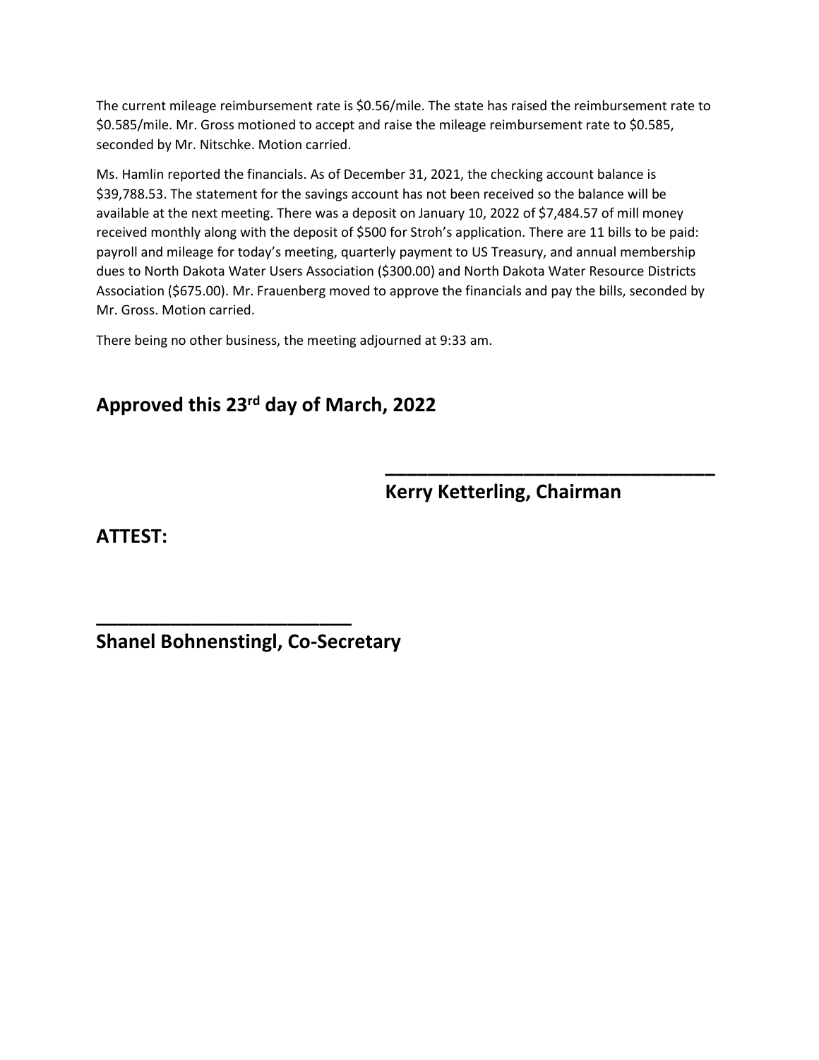The current mileage reimbursement rate is $0.56/mile. The state has raised the reimbursement rate to $0.585/mile. Mr. Gross motioned to accept and raise the mileage reimbursement rate to $0.585, seconded by Mr. Nitschke. Motion carried.

Ms. Hamlin reported the financials. As of December 31, 2021, the checking account balance is $39,788.53. The statement for the savings account has not been received so the balance will be available at the next meeting. There was a deposit on January 10, 2022 of $7,484.57 of mill money received monthly along with the deposit of $500 for Stroh's application. There are 11 bills to be paid: payroll and mileage for today's meeting, quarterly payment to US Treasury, and annual membership dues to North Dakota Water Users Association ($300.00) and North Dakota Water Resource Districts Association ($675.00). Mr. Frauenberg moved to approve the financials and pay the bills, seconded by Mr. Gross. Motion carried.

There being no other business, the meeting adjourned at 9:33 am.

**Approved this 23rd day of March, 2022**

**_______________________________**
**Kerry Ketterling, Chairman**

**ATTEST:**

**_______________________**
**Shanel Bohnenstingl, Co-Secretary**